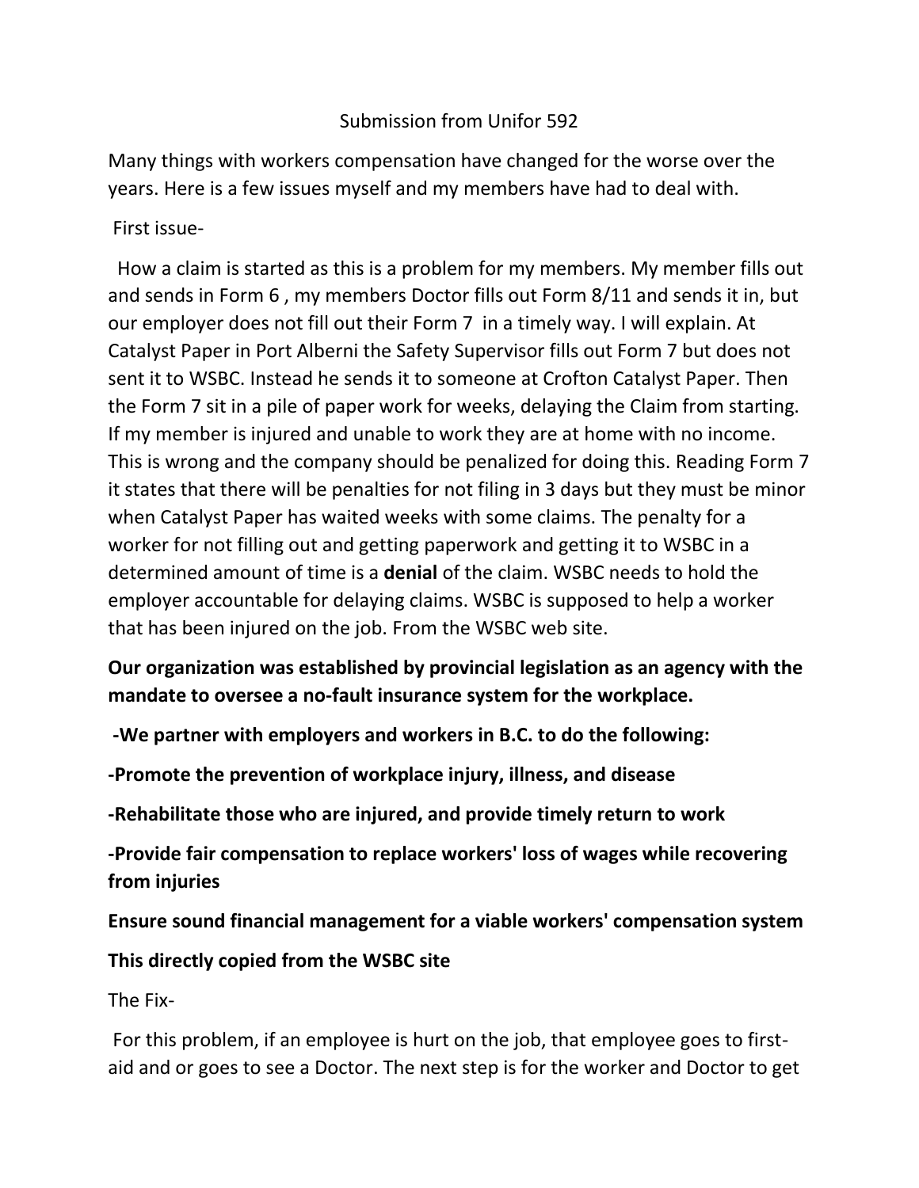# Submission from Unifor 592

Many things with workers compensation have changed for the worse over the years. Here is a few issues myself and my members have had to deal with.

First issue-

How a claim is started as this is a problem for my members. My member fills out and sends in Form 6 , my members Doctor fills out Form 8/11 and sends it in, but our employer does not fill out their Form 7 in a timely way. I will explain. At Catalyst Paper in Port Alberni the Safety Supervisor fills out Form 7 but does not sent it to WSBC. Instead he sends it to someone at Crofton Catalyst Paper. Then the Form 7 sit in a pile of paper work for weeks, delaying the Claim from starting. If my member is injured and unable to work they are at home with no income. This is wrong and the company should be penalized for doing this. Reading Form 7 it states that there will be penalties for not filing in 3 days but they must be minor when Catalyst Paper has waited weeks with some claims. The penalty for a worker for not filling out and getting paperwork and getting it to WSBC in a determined amount of time is a **denial** of the claim. WSBC needs to hold the employer accountable for delaying claims. WSBC is supposed to help a worker that has been injured on the job. From the WSBC web site.

**Our organization was established by provincial legislation as an agency with the mandate to oversee a no-fault insurance system for the workplace.**

**-We partner with employers and workers in B.C. to do the following:**

**-Promote the prevention of workplace injury, illness, and disease**

**-Rehabilitate those who are injured, and provide timely return to work**

**-Provide fair compensation to replace workers' loss of wages while recovering from injuries**

**Ensure sound financial management for a viable workers' compensation system**

**This directly copied from the WSBC site**

The Fix-

For this problem, if an employee is hurt on the job, that employee goes to first-aid and or goes to see a Doctor. The next step is for the worker and Doctor to get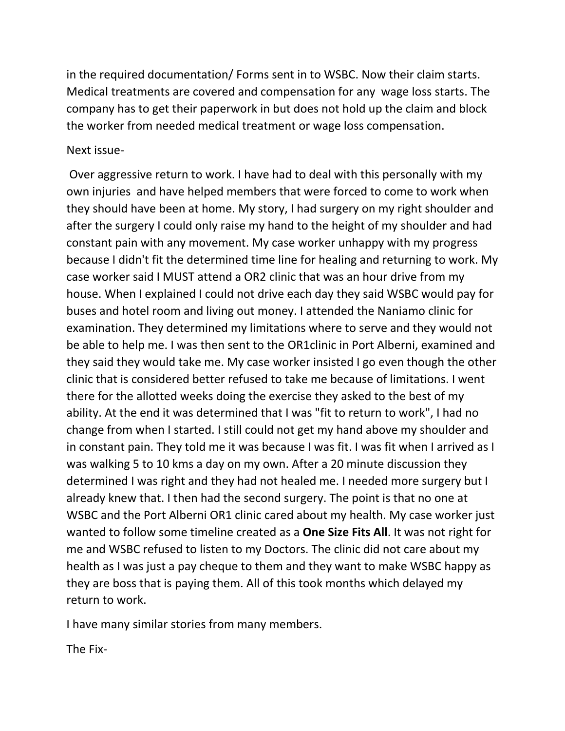in the required documentation/ Forms sent in to WSBC. Now their claim starts. Medical treatments are covered and compensation for any wage loss starts. The company has to get their paperwork in but does not hold up the claim and block the worker from needed medical treatment or wage loss compensation.

Next issue-

Over aggressive return to work. I have had to deal with this personally with my own injuries and have helped members that were forced to come to work when they should have been at home. My story, I had surgery on my right shoulder and after the surgery I could only raise my hand to the height of my shoulder and had constant pain with any movement. My case worker unhappy with my progress because I didn't fit the determined time line for healing and returning to work. My case worker said I MUST attend a OR2 clinic that was an hour drive from my house. When I explained I could not drive each day they said WSBC would pay for buses and hotel room and living out money. I attended the Naniamo clinic for examination. They determined my limitations where to serve and they would not be able to help me. I was then sent to the OR1clinic in Port Alberni, examined and they said they would take me. My case worker insisted I go even though the other clinic that is considered better refused to take me because of limitations. I went there for the allotted weeks doing the exercise they asked to the best of my ability. At the end it was determined that I was "fit to return to work", I had no change from when I started. I still could not get my hand above my shoulder and in constant pain. They told me it was because I was fit. I was fit when I arrived as I was walking 5 to 10 kms a day on my own. After a 20 minute discussion they determined I was right and they had not healed me. I needed more surgery but I already knew that. I then had the second surgery. The point is that no one at WSBC and the Port Alberni OR1 clinic cared about my health. My case worker just wanted to follow some timeline created as a **One Size Fits All**. It was not right for me and WSBC refused to listen to my Doctors. The clinic did not care about my health as I was just a pay cheque to them and they want to make WSBC happy as they are boss that is paying them. All of this took months which delayed my return to work.

I have many similar stories from many members.

The Fix-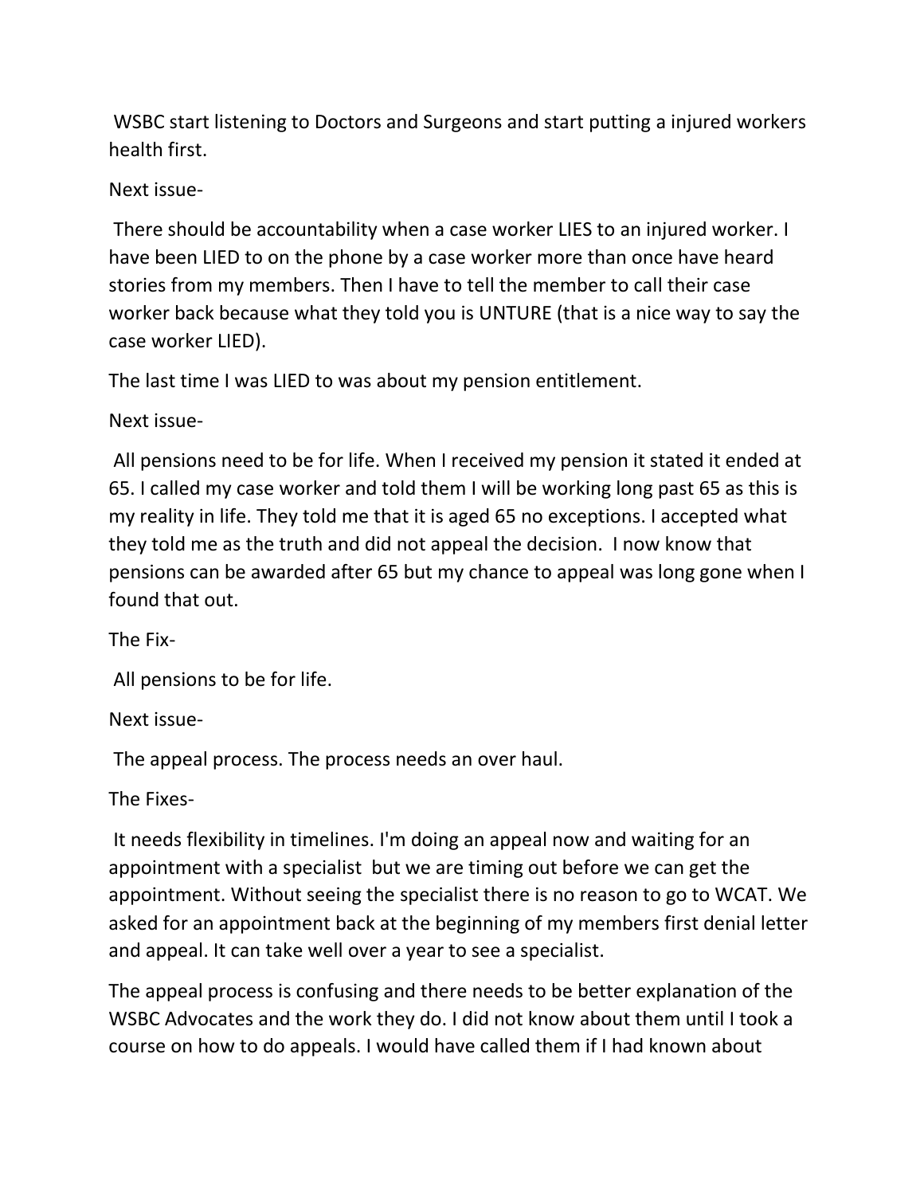WSBC start listening to Doctors and Surgeons and start putting a injured workers health first.

Next issue-

There should be accountability when a case worker LIES to an injured worker. I have been LIED to on the phone by a case worker more than once have heard stories from my members. Then I have to tell the member to call their case worker back because what they told you is UNTURE (that is a nice way to say the case worker LIED).

The last time I was LIED to was about my pension entitlement.

Next issue-

All pensions need to be for life. When I received my pension it stated it ended at 65. I called my case worker and told them I will be working long past 65 as this is my reality in life. They told me that it is aged 65 no exceptions. I accepted what they told me as the truth and did not appeal the decision. I now know that pensions can be awarded after 65 but my chance to appeal was long gone when I found that out.

The Fix-

All pensions to be for life.

Next issue-

The appeal process. The process needs an over haul.

The Fixes-

It needs flexibility in timelines. I'm doing an appeal now and waiting for an appointment with a specialist but we are timing out before we can get the appointment. Without seeing the specialist there is no reason to go to WCAT. We asked for an appointment back at the beginning of my members first denial letter and appeal. It can take well over a year to see a specialist.

The appeal process is confusing and there needs to be better explanation of the WSBC Advocates and the work they do. I did not know about them until I took a course on how to do appeals. I would have called them if I had known about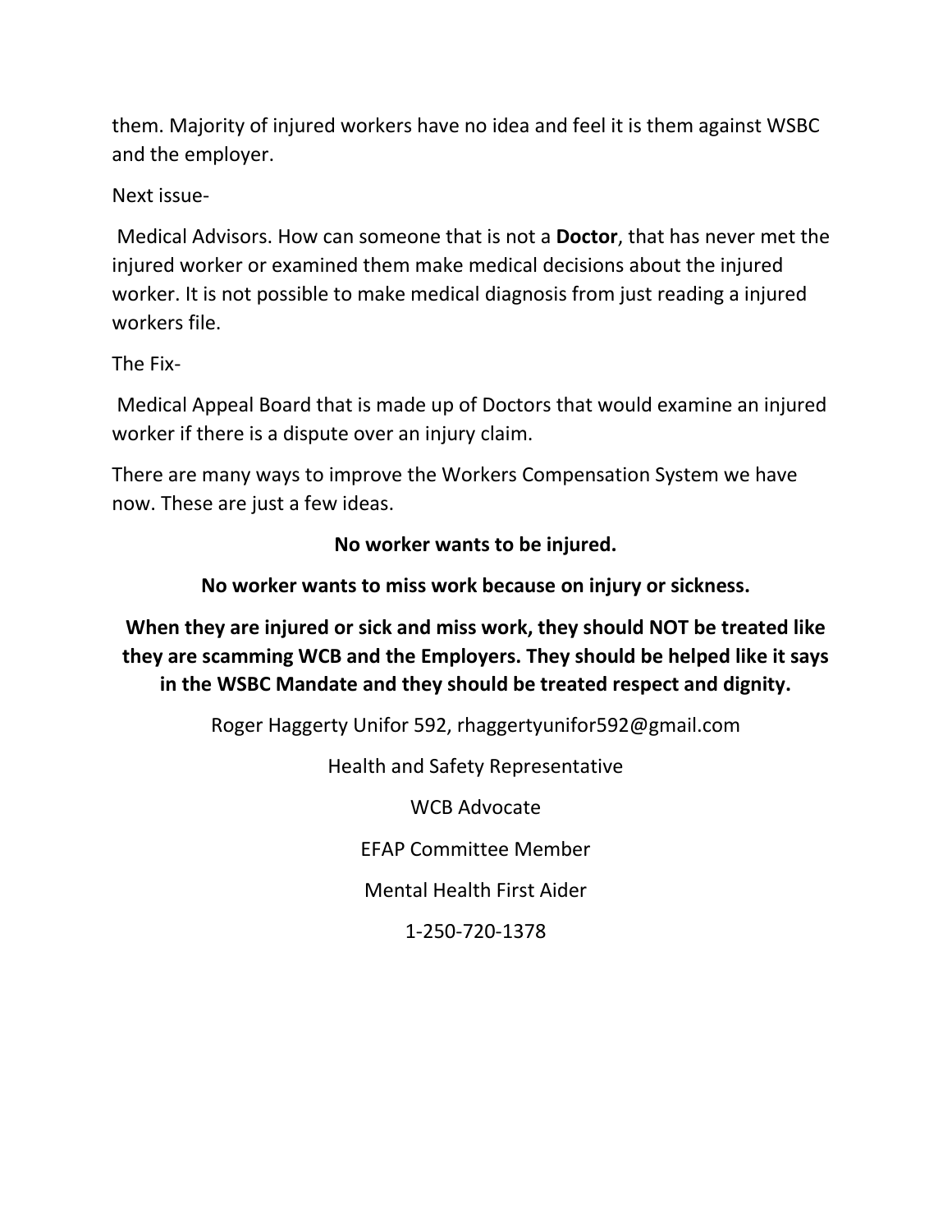them. Majority of injured workers have no idea and feel it is them against WSBC and the employer.

Next issue-

Medical Advisors. How can someone that is not a **Doctor**, that has never met the injured worker or examined them make medical decisions about the injured worker. It is not possible to make medical diagnosis from just reading a injured workers file.

The Fix-

Medical Appeal Board that is made up of Doctors that would examine an injured worker if there is a dispute over an injury claim.

There are many ways to improve the Workers Compensation System we have now. These are just a few ideas.

**No worker wants to be injured.**

**No worker wants to miss work because on injury or sickness.**

**When they are injured or sick and miss work, they should NOT be treated like they are scamming WCB and the Employers. They should be helped like it says in the WSBC Mandate and they should be treated respect and dignity.**

Roger Haggerty Unifor 592, rhaggertyunifor592@gmail.com

Health and Safety Representative

WCB Advocate

EFAP Committee Member

Mental Health First Aider

1-250-720-1378